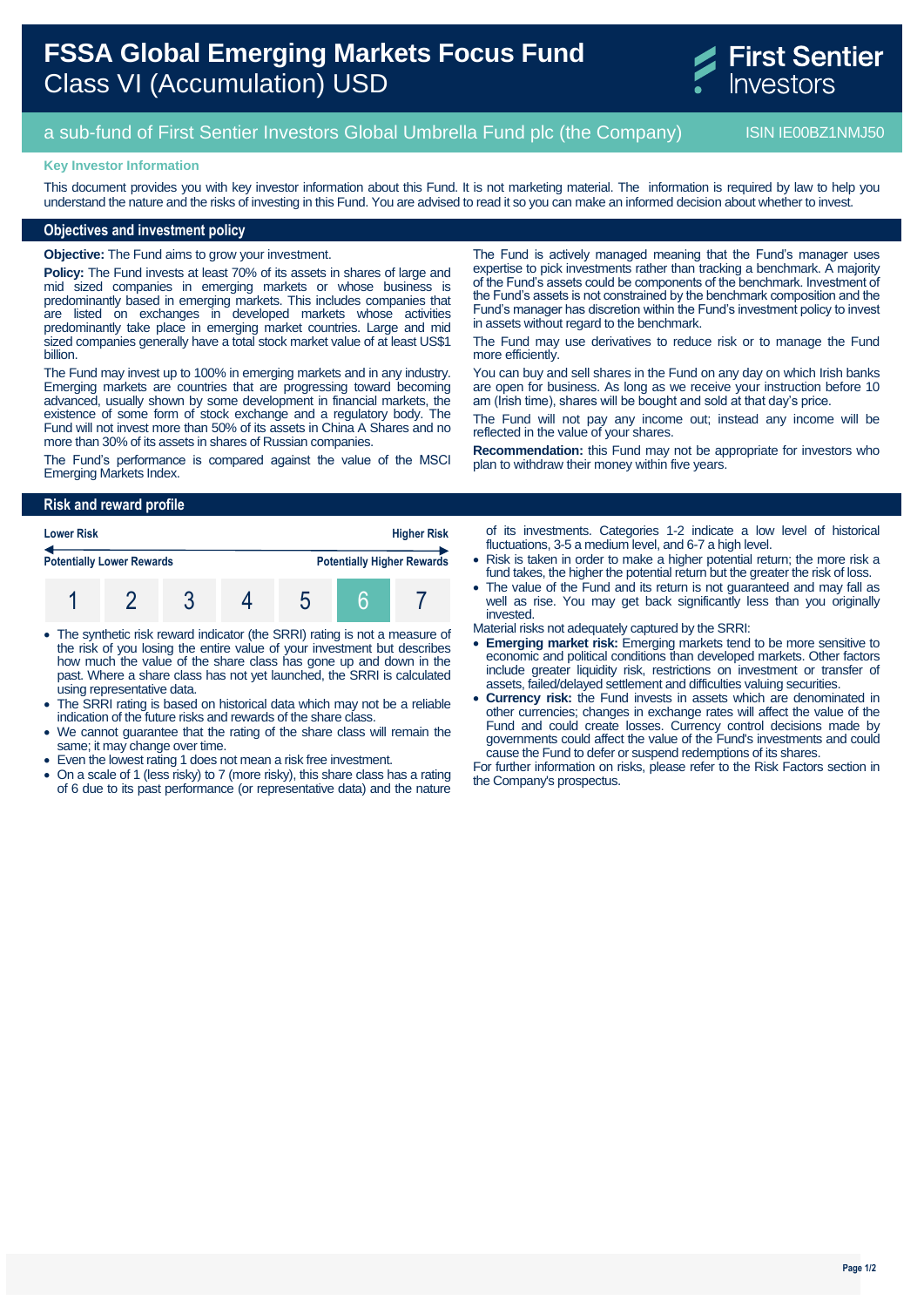# FSSA Global Emerging Markets Focus Fund
## Class VI (Accumulation) USD

First Sentier Investors

a sub-fund of First Sentier Investors Global Umbrella Fund plc (the Company) — ISIN IE00BZ1NMJ50

**Key Investor Information**

This document provides you with key investor information about this Fund. It is not marketing material. The information is required by law to help you understand the nature and the risks of investing in this Fund. You are advised to read it so you can make an informed decision about whether to invest.

## Objectives and investment policy

**Objective:** The Fund aims to grow your investment.

**Policy:** The Fund invests at least 70% of its assets in shares of large and mid sized companies in emerging markets or whose business is predominantly based in emerging markets. This includes companies that are listed on exchanges in developed markets whose activities predominantly take place in emerging market countries. Large and mid sized companies generally have a total stock market value of at least US$1 billion.

The Fund may invest up to 100% in emerging markets and in any industry. Emerging markets are countries that are progressing toward becoming advanced, usually shown by some development in financial markets, the existence of some form of stock exchange and a regulatory body. The Fund will not invest more than 50% of its assets in China A Shares and no more than 30% of its assets in shares of Russian companies.

The Fund's performance is compared against the value of the MSCI Emerging Markets Index.

The Fund is actively managed meaning that the Fund's manager uses expertise to pick investments rather than tracking a benchmark. A majority of the Fund's assets could be components of the benchmark. Investment of the Fund's assets is not constrained by the benchmark composition and the Fund's manager has discretion within the Fund's investment policy to invest in assets without regard to the benchmark.

The Fund may use derivatives to reduce risk or to manage the Fund more efficiently.

You can buy and sell shares in the Fund on any day on which Irish banks are open for business. As long as we receive your instruction before 10 am (Irish time), shares will be bought and sold at that day's price.

The Fund will not pay any income out; instead any income will be reflected in the value of your shares.

**Recommendation:** this Fund may not be appropriate for investors who plan to withdraw their money within five years.

## Risk and reward profile

**Lower Risk** — **Higher Risk**

**Potentially Lower Rewards** — **Potentially Higher Rewards**

| 1 | 2 | 3 | 4 | 5 | **6** | 7 |
|---|---|---|---|---|---|---|

- The synthetic risk reward indicator (the SRRI) rating is not a measure of the risk of you losing the entire value of your investment but describes how much the value of the share class has gone up and down in the past. Where a share class has not yet launched, the SRRI is calculated using representative data.
- The SRRI rating is based on historical data which may not be a reliable indication of the future risks and rewards of the share class.
- We cannot guarantee that the rating of the share class will remain the same; it may change over time.
- Even the lowest rating 1 does not mean a risk free investment.
- On a scale of 1 (less risky) to 7 (more risky), this share class has a rating of 6 due to its past performance (or representative data) and the nature of its investments. Categories 1-2 indicate a low level of historical fluctuations, 3-5 a medium level, and 6-7 a high level.
- Risk is taken in order to make a higher potential return; the more risk a fund takes, the higher the potential return but the greater the risk of loss.
- The value of the Fund and its return is not guaranteed and may fall as well as rise. You may get back significantly less than you originally invested.

Material risks not adequately captured by the SRRI:

- **Emerging market risk:** Emerging markets tend to be more sensitive to economic and political conditions than developed markets. Other factors include greater liquidity risk, restrictions on investment or transfer of assets, failed/delayed settlement and difficulties valuing securities.
- **Currency risk:** the Fund invests in assets which are denominated in other currencies; changes in exchange rates will affect the value of the Fund and could create losses. Currency control decisions made by governments could affect the value of the Fund's investments and could cause the Fund to defer or suspend redemptions of its shares.

For further information on risks, please refer to the Risk Factors section in the Company's prospectus.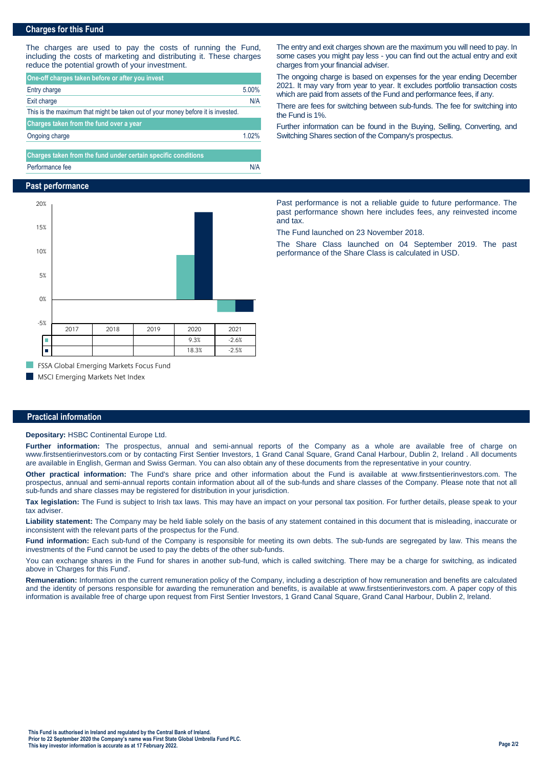## Charges for this Fund

The charges are used to pay the costs of running the Fund, including the costs of marketing and distributing it. These charges reduce the potential growth of your investment.

| One-off charges taken before or after you invest | |
|---|---|
| Entry charge | 5.00% |
| Exit charge | N/A |
| This is the maximum that might be taken out of your money before it is invested. | |
| **Charges taken from the fund over a year** | |
| Ongoing charge | 1.02% |
| **Charges taken from the fund under certain specific conditions** | |
| Performance fee | N/A |

The entry and exit charges shown are the maximum you will need to pay. In some cases you might pay less - you can find out the actual entry and exit charges from your financial adviser.

The ongoing charge is based on expenses for the year ending December 2021. It may vary from year to year. It excludes portfolio transaction costs which are paid from assets of the Fund and performance fees, if any.

There are fees for switching between sub-funds. The fee for switching into the Fund is 1%.

Further information can be found in the Buying, Selling, Converting, and Switching Shares section of the Company's prospectus.

## Past performance

20%
15%
10%
5%
0%
-5%

| | 2017 | 2018 | 2019 | 2020 | 2021 |
|---|---|---|---|---|---|
| FSSA Global Emerging Markets Focus Fund | | | | 9.3% | -2.6% |
| MSCI Emerging Markets Net Index | | | | 18.3% | -2.5% |

FSSA Global Emerging Markets Focus Fund

MSCI Emerging Markets Net Index

Past performance is not a reliable guide to future performance. The past performance shown here includes fees, any reinvested income and tax.

The Fund launched on 23 November 2018.

The Share Class launched on 04 September 2019. The past performance of the Share Class is calculated in USD.

## Practical information

**Depositary:** HSBC Continental Europe Ltd.

**Further information:** The prospectus, annual and semi-annual reports of the Company as a whole are available free of charge on www.firstsentierinvestors.com or by contacting First Sentier Investors, 1 Grand Canal Square, Grand Canal Harbour, Dublin 2, Ireland . All documents are available in English, German and Swiss German. You can also obtain any of these documents from the representative in your country.

**Other practical information:** The Fund's share price and other information about the Fund is available at www.firstsentierinvestors.com. The prospectus, annual and semi-annual reports contain information about all of the sub-funds and share classes of the Company. Please note that not all sub-funds and share classes may be registered for distribution in your jurisdiction.

**Tax legislation:** The Fund is subject to Irish tax laws. This may have an impact on your personal tax position. For further details, please speak to your tax adviser.

**Liability statement:** The Company may be held liable solely on the basis of any statement contained in this document that is misleading, inaccurate or inconsistent with the relevant parts of the prospectus for the Fund.

**Fund information:** Each sub-fund of the Company is responsible for meeting its own debts. The sub-funds are segregated by law. This means the investments of the Fund cannot be used to pay the debts of the other sub-funds.

You can exchange shares in the Fund for shares in another sub-fund, which is called switching. There may be a charge for switching, as indicated above in 'Charges for this Fund'.

**Remuneration:** Information on the current remuneration policy of the Company, including a description of how remuneration and benefits are calculated and the identity of persons responsible for awarding the remuneration and benefits, is available at www.firstsentierinvestors.com. A paper copy of this information is available free of charge upon request from First Sentier Investors, 1 Grand Canal Square, Grand Canal Harbour, Dublin 2, Ireland.

**This Fund is authorised in Ireland and regulated by the Central Bank of Ireland.**
**Prior to 22 September 2020 the Company's name was First State Global Umbrella Fund PLC.**
**This key investor information is accurate as at 17 February 2022.**